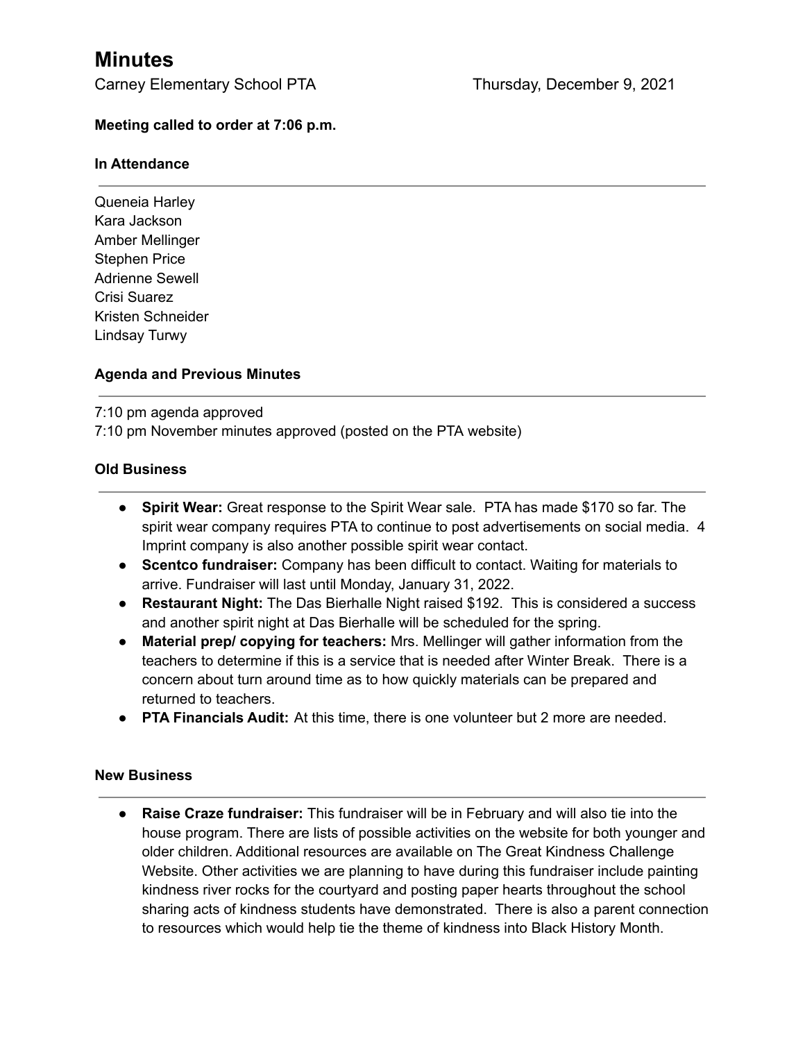# Minutes

Carney Elementary School PTA — Thursday, December 9, 2021

**Meeting called to order at 7:06 p.m.**

### In Attendance

Queneia Harley
Kara Jackson
Amber Mellinger
Stephen Price
Adrienne Sewell
Crisi Suarez
Kristen Schneider
Lindsay Turwy

### Agenda and Previous Minutes

7:10 pm agenda approved
7:10 pm November minutes approved (posted on the PTA website)

### Old Business

- **Spirit Wear:** Great response to the Spirit Wear sale. PTA has made $170 so far. The spirit wear company requires PTA to continue to post advertisements on social media. 4 Imprint company is also another possible spirit wear contact.
- **Scentco fundraiser:** Company has been difficult to contact. Waiting for materials to arrive. Fundraiser will last until Monday, January 31, 2022.
- **Restaurant Night:** The Das Bierhalle Night raised $192. This is considered a success and another spirit night at Das Bierhalle will be scheduled for the spring.
- **Material prep/ copying for teachers:** Mrs. Mellinger will gather information from the teachers to determine if this is a service that is needed after Winter Break. There is a concern about turn around time as to how quickly materials can be prepared and returned to teachers.
- **PTA Financials Audit:** At this time, there is one volunteer but 2 more are needed.

### New Business

- **Raise Craze fundraiser:** This fundraiser will be in February and will also tie into the house program. There are lists of possible activities on the website for both younger and older children. Additional resources are available on The Great Kindness Challenge Website. Other activities we are planning to have during this fundraiser include painting kindness river rocks for the courtyard and posting paper hearts throughout the school sharing acts of kindness students have demonstrated. There is also a parent connection to resources which would help tie the theme of kindness into Black History Month.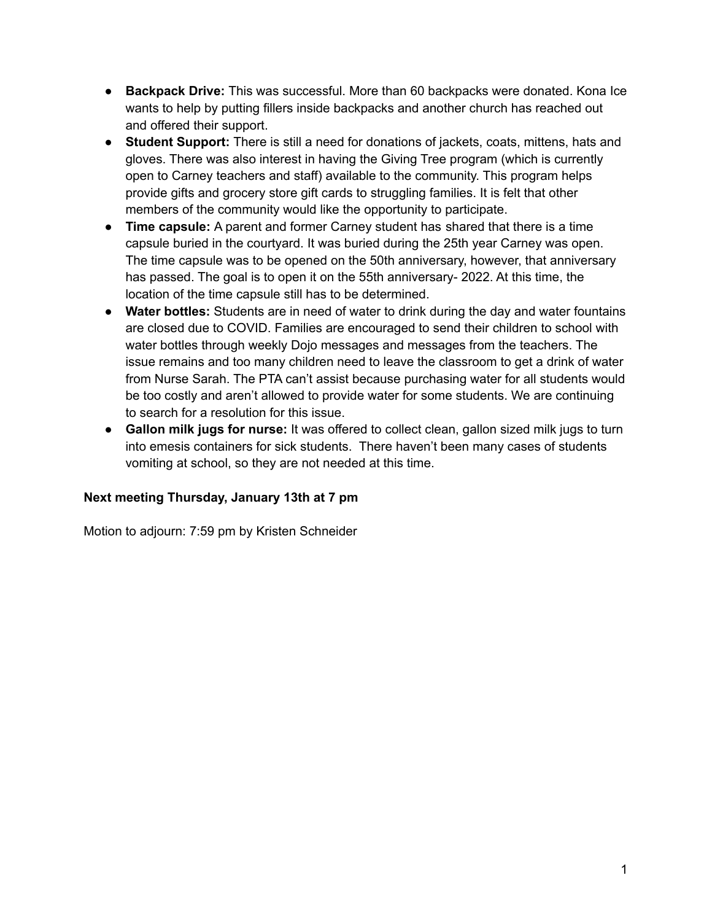- **Backpack Drive:** This was successful. More than 60 backpacks were donated. Kona Ice wants to help by putting fillers inside backpacks and another church has reached out and offered their support.
- **Student Support:** There is still a need for donations of jackets, coats, mittens, hats and gloves. There was also interest in having the Giving Tree program (which is currently open to Carney teachers and staff) available to the community. This program helps provide gifts and grocery store gift cards to struggling families. It is felt that other members of the community would like the opportunity to participate.
- **Time capsule:** A parent and former Carney student has shared that there is a time capsule buried in the courtyard. It was buried during the 25th year Carney was open. The time capsule was to be opened on the 50th anniversary, however, that anniversary has passed. The goal is to open it on the 55th anniversary- 2022. At this time, the location of the time capsule still has to be determined.
- **Water bottles:** Students are in need of water to drink during the day and water fountains are closed due to COVID. Families are encouraged to send their children to school with water bottles through weekly Dojo messages and messages from the teachers. The issue remains and too many children need to leave the classroom to get a drink of water from Nurse Sarah. The PTA can't assist because purchasing water for all students would be too costly and aren't allowed to provide water for some students. We are continuing to search for a resolution for this issue.
- **Gallon milk jugs for nurse:** It was offered to collect clean, gallon sized milk jugs to turn into emesis containers for sick students. There haven't been many cases of students vomiting at school, so they are not needed at this time.

**Next meeting Thursday, January 13th at 7 pm**

Motion to adjourn: 7:59 pm by Kristen Schneider